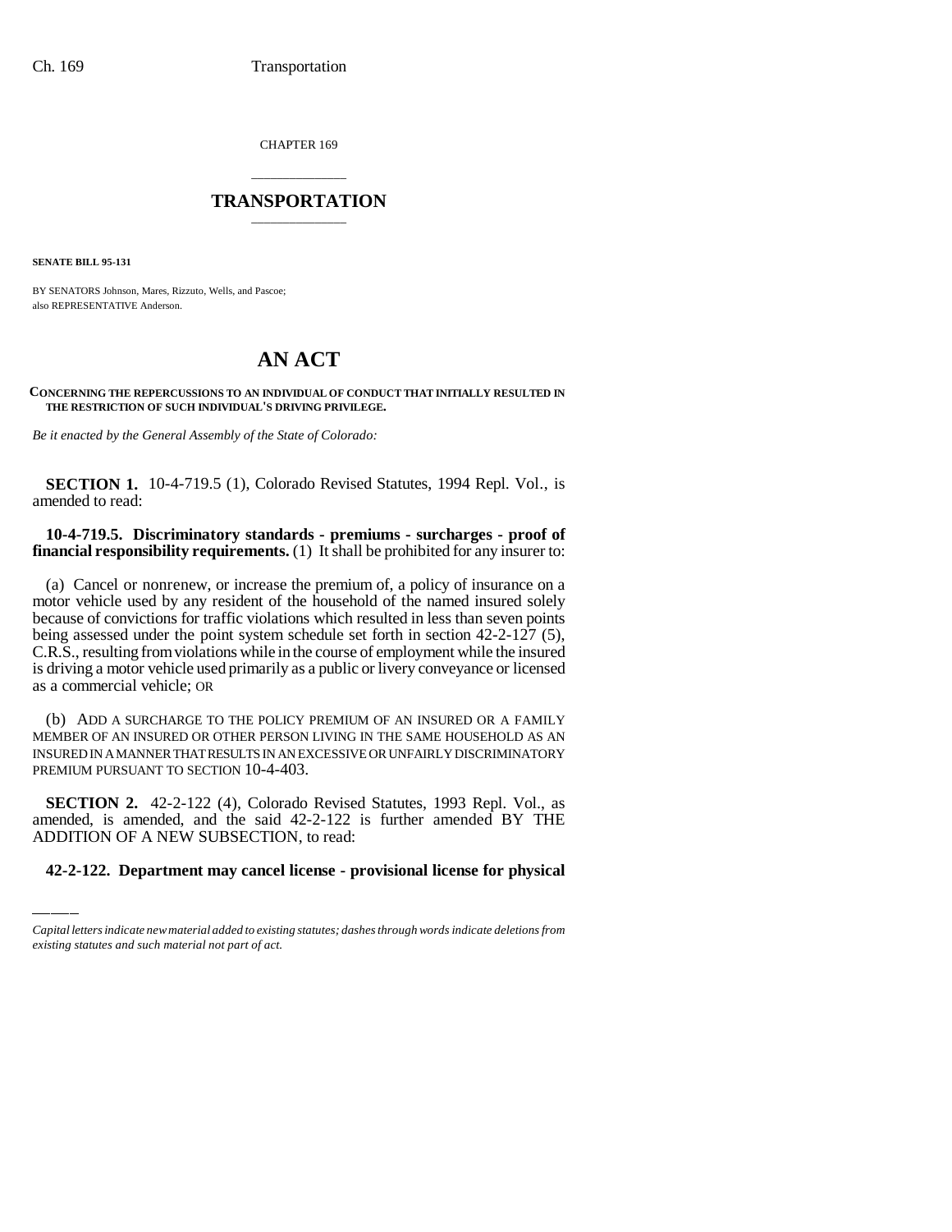CHAPTER 169

# TRANSPORTATION

**SENATE BILL 95-131**

BY SENATORS Johnson, Mares, Rizzuto, Wells, and Pascoe;
also REPRESENTATIVE Anderson.

# AN ACT

**CONCERNING THE REPERCUSSIONS TO AN INDIVIDUAL OF CONDUCT THAT INITIALLY RESULTED IN THE RESTRICTION OF SUCH INDIVIDUAL'S DRIVING PRIVILEGE.**

*Be it enacted by the General Assembly of the State of Colorado:*

**SECTION 1.** 10-4-719.5 (1), Colorado Revised Statutes, 1994 Repl. Vol., is amended to read:

**10-4-719.5. Discriminatory standards - premiums - surcharges - proof of financial responsibility requirements.** (1) It shall be prohibited for any insurer to:

(a) Cancel or nonrenew, or increase the premium of, a policy of insurance on a motor vehicle used by any resident of the household of the named insured solely because of convictions for traffic violations which resulted in less than seven points being assessed under the point system schedule set forth in section 42-2-127 (5), C.R.S., resulting from violations while in the course of employment while the insured is driving a motor vehicle used primarily as a public or livery conveyance or licensed as a commercial vehicle; OR

(b) ADD A SURCHARGE TO THE POLICY PREMIUM OF AN INSURED OR A FAMILY MEMBER OF AN INSURED OR OTHER PERSON LIVING IN THE SAME HOUSEHOLD AS AN INSURED IN A MANNER THAT RESULTS IN AN EXCESSIVE OR UNFAIRLY DISCRIMINATORY PREMIUM PURSUANT TO SECTION 10-4-403.

**SECTION 2.** 42-2-122 (4), Colorado Revised Statutes, 1993 Repl. Vol., as amended, is amended, and the said 42-2-122 is further amended BY THE ADDITION OF A NEW SUBSECTION, to read:

**42-2-122. Department may cancel license - provisional license for physical**

*Capital letters indicate new material added to existing statutes; dashes through words indicate deletions from existing statutes and such material not part of act.*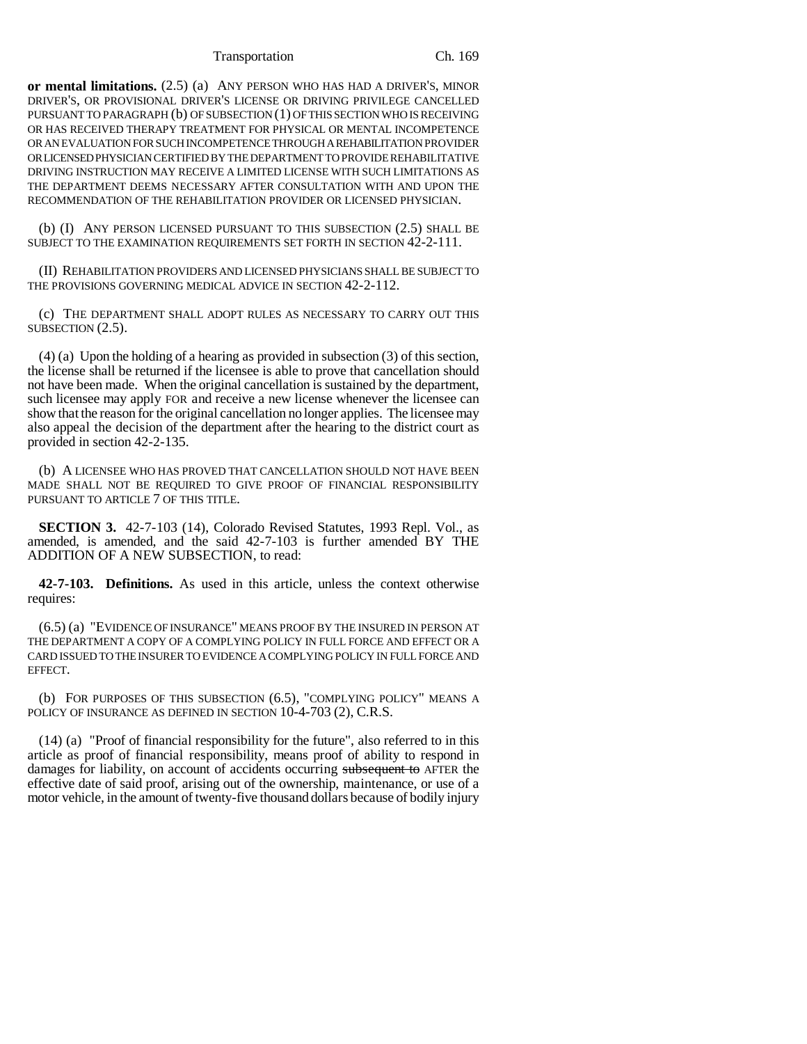**or mental limitations.** (2.5) (a) ANY PERSON WHO HAS HAD A DRIVER'S, MINOR DRIVER'S, OR PROVISIONAL DRIVER'S LICENSE OR DRIVING PRIVILEGE CANCELLED PURSUANT TO PARAGRAPH (b) OF SUBSECTION (1) OF THIS SECTION WHO IS RECEIVING OR HAS RECEIVED THERAPY TREATMENT FOR PHYSICAL OR MENTAL INCOMPETENCE OR AN EVALUATION FOR SUCH INCOMPETENCE THROUGH A REHABILITATION PROVIDER OR LICENSED PHYSICIAN CERTIFIED BY THE DEPARTMENT TO PROVIDE REHABILITATIVE DRIVING INSTRUCTION MAY RECEIVE A LIMITED LICENSE WITH SUCH LIMITATIONS AS THE DEPARTMENT DEEMS NECESSARY AFTER CONSULTATION WITH AND UPON THE RECOMMENDATION OF THE REHABILITATION PROVIDER OR LICENSED PHYSICIAN.

(b) (I) ANY PERSON LICENSED PURSUANT TO THIS SUBSECTION (2.5) SHALL BE SUBJECT TO THE EXAMINATION REQUIREMENTS SET FORTH IN SECTION 42-2-111.

(II) REHABILITATION PROVIDERS AND LICENSED PHYSICIANS SHALL BE SUBJECT TO THE PROVISIONS GOVERNING MEDICAL ADVICE IN SECTION 42-2-112.

(c) THE DEPARTMENT SHALL ADOPT RULES AS NECESSARY TO CARRY OUT THIS SUBSECTION (2.5).

(4) (a) Upon the holding of a hearing as provided in subsection (3) of this section, the license shall be returned if the licensee is able to prove that cancellation should not have been made. When the original cancellation is sustained by the department, such licensee may apply FOR and receive a new license whenever the licensee can show that the reason for the original cancellation no longer applies. The licensee may also appeal the decision of the department after the hearing to the district court as provided in section 42-2-135.

(b) A LICENSEE WHO HAS PROVED THAT CANCELLATION SHOULD NOT HAVE BEEN MADE SHALL NOT BE REQUIRED TO GIVE PROOF OF FINANCIAL RESPONSIBILITY PURSUANT TO ARTICLE 7 OF THIS TITLE.

**SECTION 3.** 42-7-103 (14), Colorado Revised Statutes, 1993 Repl. Vol., as amended, is amended, and the said 42-7-103 is further amended BY THE ADDITION OF A NEW SUBSECTION, to read:

**42-7-103. Definitions.** As used in this article, unless the context otherwise requires:

(6.5) (a) "EVIDENCE OF INSURANCE" MEANS PROOF BY THE INSURED IN PERSON AT THE DEPARTMENT A COPY OF A COMPLYING POLICY IN FULL FORCE AND EFFECT OR A CARD ISSUED TO THE INSURER TO EVIDENCE A COMPLYING POLICY IN FULL FORCE AND EFFECT.

(b) FOR PURPOSES OF THIS SUBSECTION (6.5), "COMPLYING POLICY" MEANS A POLICY OF INSURANCE AS DEFINED IN SECTION 10-4-703 (2), C.R.S.

(14) (a) "Proof of financial responsibility for the future", also referred to in this article as proof of financial responsibility, means proof of ability to respond in damages for liability, on account of accidents occurring ~~subsequent to~~ AFTER the effective date of said proof, arising out of the ownership, maintenance, or use of a motor vehicle, in the amount of twenty-five thousand dollars because of bodily injury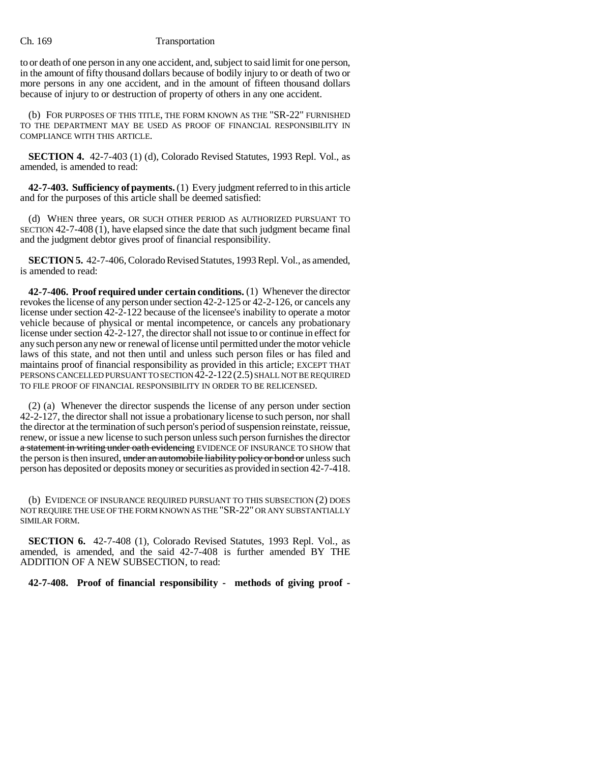to or death of one person in any one accident, and, subject to said limit for one person, in the amount of fifty thousand dollars because of bodily injury to or death of two or more persons in any one accident, and in the amount of fifteen thousand dollars because of injury to or destruction of property of others in any one accident.

(b) FOR PURPOSES OF THIS TITLE, THE FORM KNOWN AS THE "SR-22" FURNISHED TO THE DEPARTMENT MAY BE USED AS PROOF OF FINANCIAL RESPONSIBILITY IN COMPLIANCE WITH THIS ARTICLE.

**SECTION 4.** 42-7-403 (1) (d), Colorado Revised Statutes, 1993 Repl. Vol., as amended, is amended to read:

**42-7-403. Sufficiency of payments.** (1) Every judgment referred to in this article and for the purposes of this article shall be deemed satisfied:

(d) WHEN three years, OR SUCH OTHER PERIOD AS AUTHORIZED PURSUANT TO SECTION 42-7-408 (1), have elapsed since the date that such judgment became final and the judgment debtor gives proof of financial responsibility.

**SECTION 5.** 42-7-406, Colorado Revised Statutes, 1993 Repl. Vol., as amended, is amended to read:

**42-7-406. Proof required under certain conditions.** (1) Whenever the director revokes the license of any person under section 42-2-125 or 42-2-126, or cancels any license under section 42-2-122 because of the licensee's inability to operate a motor vehicle because of physical or mental incompetence, or cancels any probationary license under section 42-2-127, the director shall not issue to or continue in effect for any such person any new or renewal of license until permitted under the motor vehicle laws of this state, and not then until and unless such person files or has filed and maintains proof of financial responsibility as provided in this article; EXCEPT THAT PERSONS CANCELLED PURSUANT TO SECTION 42-2-122 (2.5) SHALL NOT BE REQUIRED TO FILE PROOF OF FINANCIAL RESPONSIBILITY IN ORDER TO BE RELICENSED.

(2) (a) Whenever the director suspends the license of any person under section 42-2-127, the director shall not issue a probationary license to such person, nor shall the director at the termination of such person's period of suspension reinstate, reissue, renew, or issue a new license to such person unless such person furnishes the director ~~a statement in writing under oath evidencing~~ EVIDENCE OF INSURANCE TO SHOW that the person is then insured, ~~under an automobile liability policy or bond or~~ unless such person has deposited or deposits money or securities as provided in section 42-7-418.

(b) EVIDENCE OF INSURANCE REQUIRED PURSUANT TO THIS SUBSECTION (2) DOES NOT REQUIRE THE USE OF THE FORM KNOWN AS THE "SR-22" OR ANY SUBSTANTIALLY SIMILAR FORM.

**SECTION 6.** 42-7-408 (1), Colorado Revised Statutes, 1993 Repl. Vol., as amended, is amended, and the said 42-7-408 is further amended BY THE ADDITION OF A NEW SUBSECTION, to read:

**42-7-408. Proof of financial responsibility - methods of giving proof -**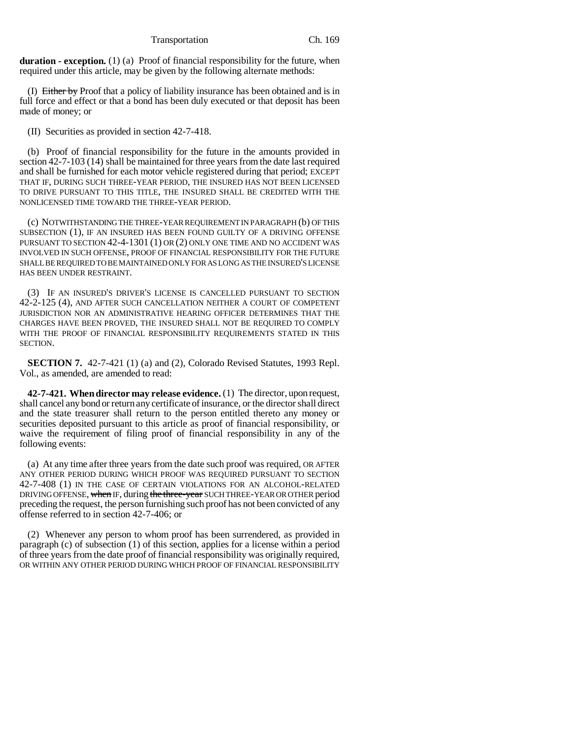**duration - exception.** (1) (a) Proof of financial responsibility for the future, when required under this article, may be given by the following alternate methods:

(I) ~~Either by~~ Proof that a policy of liability insurance has been obtained and is in full force and effect or that a bond has been duly executed or that deposit has been made of money; or

(II) Securities as provided in section 42-7-418.

(b) Proof of financial responsibility for the future in the amounts provided in section 42-7-103 (14) shall be maintained for three years from the date last required and shall be furnished for each motor vehicle registered during that period; EXCEPT THAT IF, DURING SUCH THREE-YEAR PERIOD, THE INSURED HAS NOT BEEN LICENSED TO DRIVE PURSUANT TO THIS TITLE, THE INSURED SHALL BE CREDITED WITH THE NONLICENSED TIME TOWARD THE THREE-YEAR PERIOD.

(c) NOTWITHSTANDING THE THREE-YEAR REQUIREMENT IN PARAGRAPH (b) OF THIS SUBSECTION (1), IF AN INSURED HAS BEEN FOUND GUILTY OF A DRIVING OFFENSE PURSUANT TO SECTION 42-4-1301 (1) OR (2) ONLY ONE TIME AND NO ACCIDENT WAS INVOLVED IN SUCH OFFENSE, PROOF OF FINANCIAL RESPONSIBILITY FOR THE FUTURE SHALL BE REQUIRED TO BE MAINTAINED ONLY FOR AS LONG AS THE INSURED'S LICENSE HAS BEEN UNDER RESTRAINT.

(3) IF AN INSURED'S DRIVER'S LICENSE IS CANCELLED PURSUANT TO SECTION 42-2-125 (4), AND AFTER SUCH CANCELLATION NEITHER A COURT OF COMPETENT JURISDICTION NOR AN ADMINISTRATIVE HEARING OFFICER DETERMINES THAT THE CHARGES HAVE BEEN PROVED, THE INSURED SHALL NOT BE REQUIRED TO COMPLY WITH THE PROOF OF FINANCIAL RESPONSIBILITY REQUIREMENTS STATED IN THIS SECTION.

**SECTION 7.** 42-7-421 (1) (a) and (2), Colorado Revised Statutes, 1993 Repl. Vol., as amended, are amended to read:

**42-7-421. When director may release evidence.** (1) The director, upon request, shall cancel any bond or return any certificate of insurance, or the director shall direct and the state treasurer shall return to the person entitled thereto any money or securities deposited pursuant to this article as proof of financial responsibility, or waive the requirement of filing proof of financial responsibility in any of the following events:

(a) At any time after three years from the date such proof was required, OR AFTER ANY OTHER PERIOD DURING WHICH PROOF WAS REQUIRED PURSUANT TO SECTION 42-7-408 (1) IN THE CASE OF CERTAIN VIOLATIONS FOR AN ALCOHOL-RELATED DRIVING OFFENSE, ~~when~~ IF, during ~~the three-year~~ SUCH THREE-YEAR OR OTHER period preceding the request, the person furnishing such proof has not been convicted of any offense referred to in section 42-7-406; or

(2) Whenever any person to whom proof has been surrendered, as provided in paragraph (c) of subsection (1) of this section, applies for a license within a period of three years from the date proof of financial responsibility was originally required, OR WITHIN ANY OTHER PERIOD DURING WHICH PROOF OF FINANCIAL RESPONSIBILITY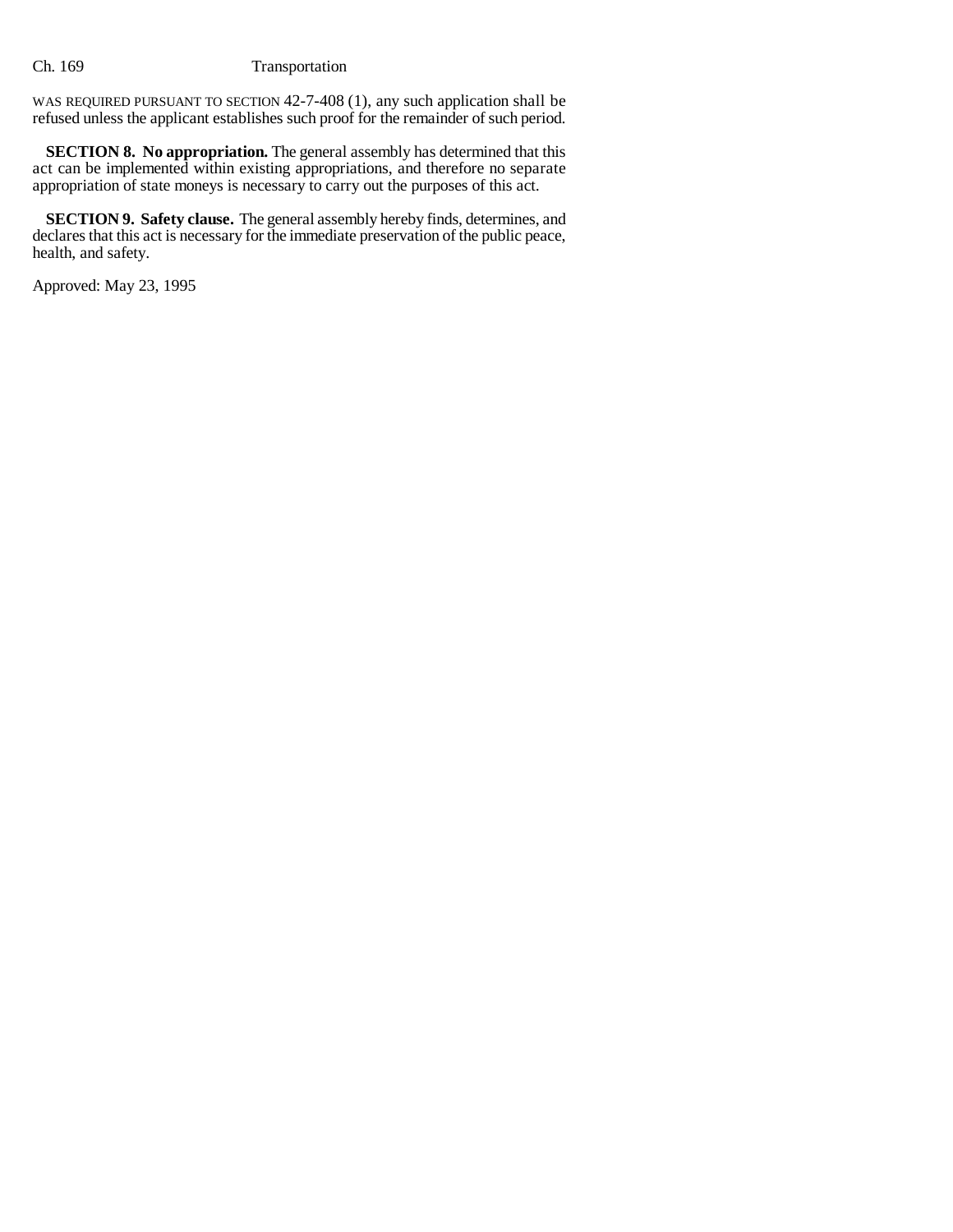WAS REQUIRED PURSUANT TO SECTION 42-7-408 (1), any such application shall be refused unless the applicant establishes such proof for the remainder of such period.

**SECTION 8. No appropriation.** The general assembly has determined that this act can be implemented within existing appropriations, and therefore no separate appropriation of state moneys is necessary to carry out the purposes of this act.

**SECTION 9. Safety clause.** The general assembly hereby finds, determines, and declares that this act is necessary for the immediate preservation of the public peace, health, and safety.

Approved: May 23, 1995